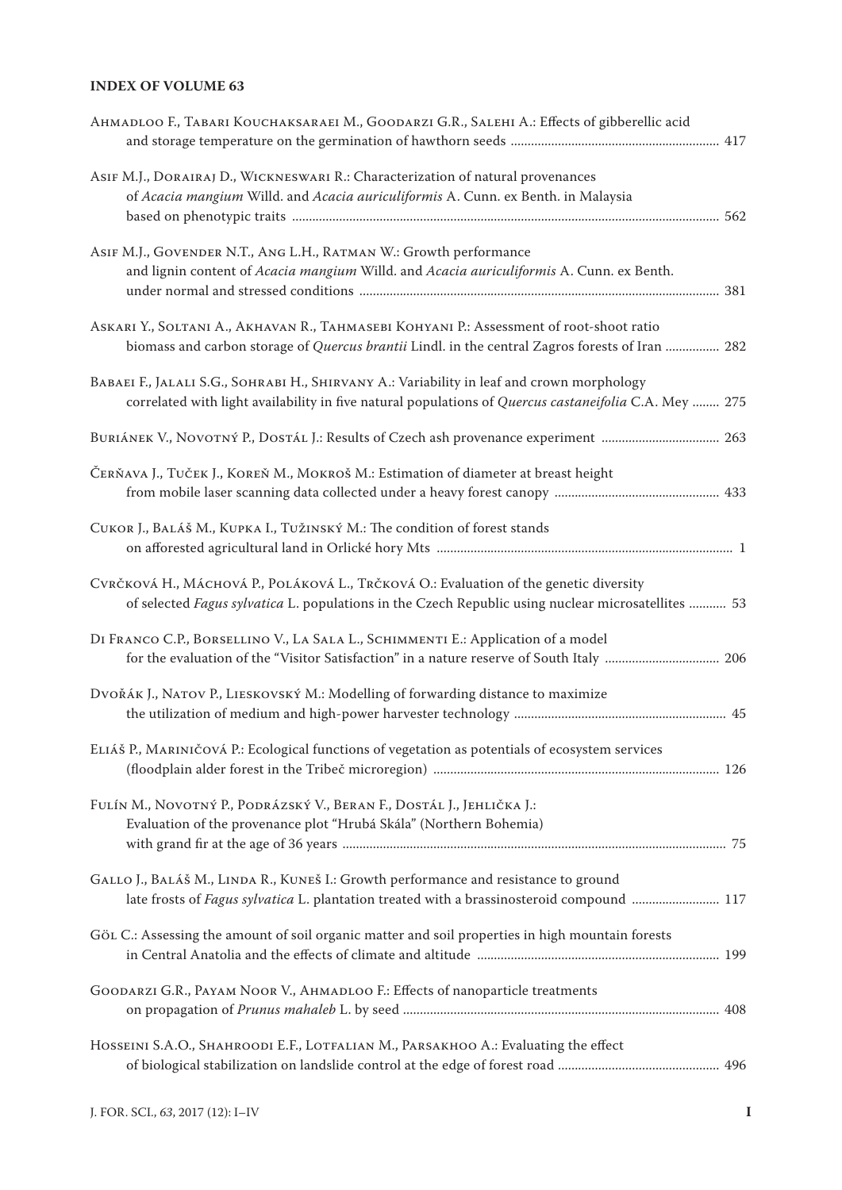**INDEX OF VOLUME 63**

Ahmadloo F., Tabari Kouchaksaraei M., Goodarzi G.R., Salehi A.: Effects of gibberellic acid and storage temperature on the germination of hawthorn seeds ............................................................. 417

Asif M.J., Dorairaj D., Wickneswari R.: Characterization of natural provenances of *Acacia mangium* Willd. and *Acacia auriculiformis* A. Cunn. ex Benth. in Malaysia based on phenotypic traits ............................................................................................................................. 562

Asif M.J., Govender N.T., Ang L.H., Ratman W.: Growth performance and lignin content of *Acacia mangium* Willd. and *Acacia auriculiformis* A. Cunn. ex Benth. under normal and stressed conditions .......................................................................................................... 381

Askari Y., Soltani A., Akhavan R., Tahmasebi Kohyani P.: Assessment of root-shoot ratio biomass and carbon storage of *Quercus brantii* Lindl. in the central Zagros forests of Iran ................ 282

Babaei F., Jalali S.G., Sohrabi H., Shirvany A.: Variability in leaf and crown morphology correlated with light availability in five natural populations of *Quercus castaneifolia* C.A. Mey ........ 275

Buriánek V., Novotný P., Dostál J.: Results of Czech ash provenance experiment .................................. 263

Čerňava J., Tuček J., Koreň M., Mokroš M.: Estimation of diameter at breast height from mobile laser scanning data collected under a heavy forest canopy ................................................ 433

Cukor J., Baláš M., Kupka I., Tužinský M.: The condition of forest stands on afforested agricultural land in Orlické hory Mts ....................................................................................... 1

Cvrčková H., Máchová P., Poláková L., Trčková O.: Evaluation of the genetic diversity of selected *Fagus sylvatica* L. populations in the Czech Republic using nuclear microsatellites ........... 53

Di Franco C.P., Borsellino V., La Sala L., Schimmenti E.: Application of a model for the evaluation of the "Visitor Satisfaction" in a nature reserve of South Italy ................................. 206

Dvořák J., Natov P., Lieskovský M.: Modelling of forwarding distance to maximize the utilization of medium and high-power harvester technology .............................................................. 45

Eliáš P., Mariničová P.: Ecological functions of vegetation as potentials of ecosystem services (floodplain alder forest in the Tribeč microregion) .................................................................................... 126

Fulín M., Novotný P., Podrázský V., Beran F., Dostál J., Jehlička J.: Evaluation of the provenance plot "Hrubá Skála" (Northern Bohemia) with grand fir at the age of 36 years ................................................................................................................... 75

Gallo J., Baláš M., Linda R., Kuneš I.: Growth performance and resistance to ground late frosts of *Fagus sylvatica* L. plantation treated with a brassinosteroid compound ......................... 117

Göl C.: Assessing the amount of soil organic matter and soil properties in high mountain forests in Central Anatolia and the effects of climate and altitude ....................................................................... 199

Goodarzi G.R., Payam Noor V., Ahmadloo F.: Effects of nanoparticle treatments on propagation of *Prunus mahaleb* L. by seed ............................................................................................. 408

Hosseini S.A.O., Shahroodi E.F., Lotfalian M., Parsakhoo A.: Evaluating the effect of biological stabilization on landslide control at the edge of forest road ................................................ 496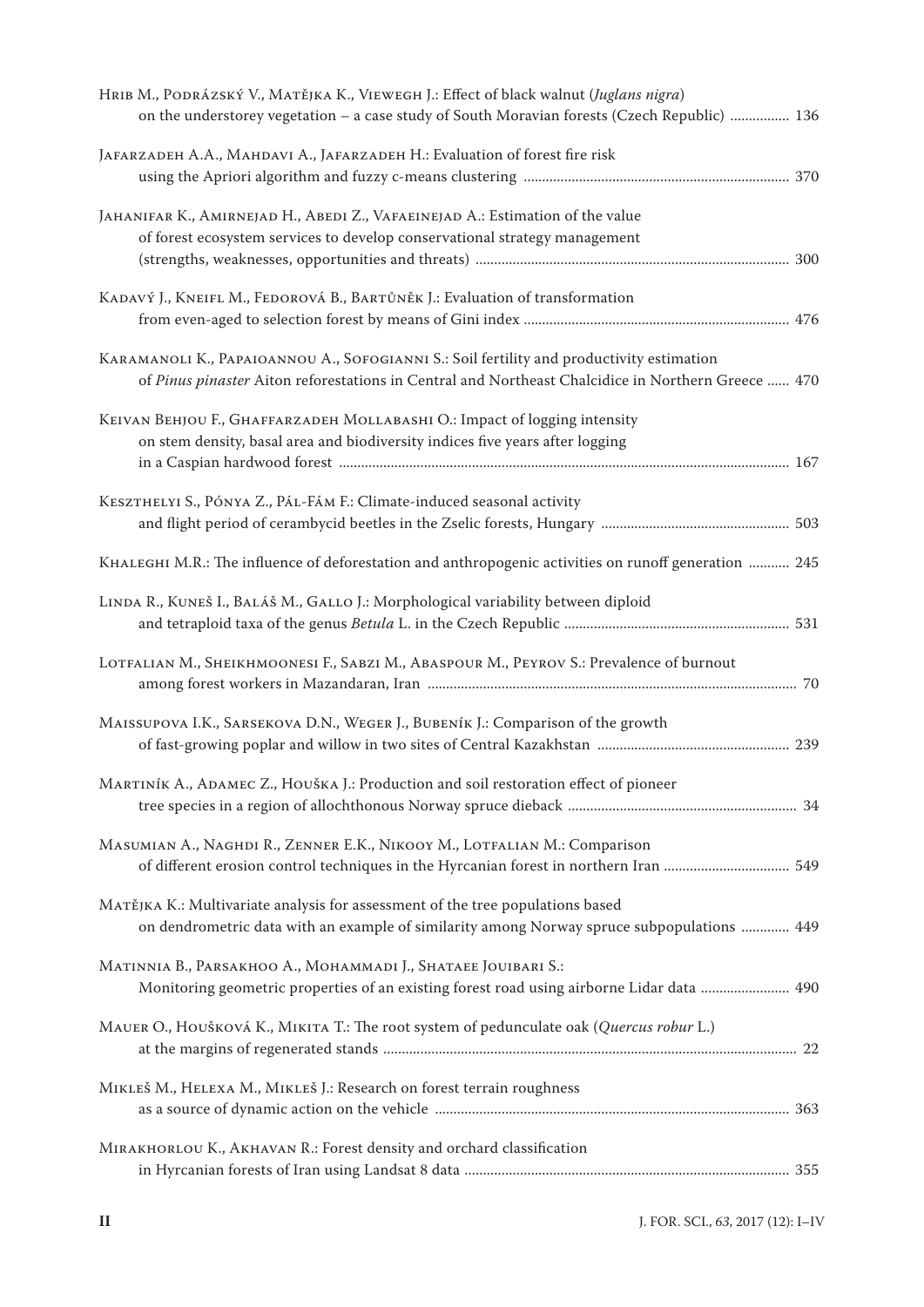Hrib M., Podrázský V., Matějka K., Viewegh J.: Effect of black walnut (*Juglans nigra*) on the understorey vegetation – a case study of South Moravian forests (Czech Republic) ................ 136

Jafarzadeh A.A., Mahdavi A., Jafarzadeh H.: Evaluation of forest fire risk using the Apriori algorithm and fuzzy c-means clustering ........................................................................ 370

Jahanifar K., Amirnejad H., Abedi Z., Vafaeinejad A.: Estimation of the value of forest ecosystem services to develop conservational strategy management (strengths, weaknesses, opportunities and threats) .................................................................................... 300

Kadavý J., Kneifl M., Fedorová B., Bartůněk J.: Evaluation of transformation from even-aged to selection forest by means of Gini index ....................................................................... 476

Karamanoli K., Papaioannou A., Sofogianni S.: Soil fertility and productivity estimation of *Pinus pinaster* Aiton reforestations in Central and Northeast Chalcidice in Northern Greece ...... 470

Keivan Behjou F., Ghaffarzadeh Mollabashi O.: Impact of logging intensity on stem density, basal area and biodiversity indices five years after logging in a Caspian hardwood forest ......................................................................................................................... 167

Keszthelyi S., Pónya Z., Pál-Fám F.: Climate-induced seasonal activity and flight period of cerambycid beetles in the Zselic forests, Hungary .................................................. 503

Khaleghi M.R.: The influence of deforestation and anthropogenic activities on runoff generation ........... 245

Linda R., Kuneš I., Baláš M., Gallo J.: Morphological variability between diploid and tetraploid taxa of the genus *Betula* L. in the Czech Republic ............................................................. 531

Lotfalian M., Sheikhmoonesi F., Sabzi M., Abaspour M., Peyrov S.: Prevalence of burnout among forest workers in Mazandaran, Iran .................................................................................................... 70

Maissupova I.K., Sarsekova D.N., Weger J., Bubeník J.: Comparison of the growth of fast-growing poplar and willow in two sites of Central Kazakhstan .................................................... 239

Martiník A., Adamec Z., Houška J.: Production and soil restoration effect of pioneer tree species in a region of allochthonous Norway spruce dieback .............................................................. 34

Masumian A., Naghdi R., Zenner E.K., Nikooy M., Lotfalian M.: Comparison of different erosion control techniques in the Hyrcanian forest in northern Iran ................................. 549

Matějka K.: Multivariate analysis for assessment of the tree populations based on dendrometric data with an example of similarity among Norway spruce subpopulations ............. 449

Matinnia B., Parsakhoo A., Mohammadi J., Shataee Jouibari S.: Monitoring geometric properties of an existing forest road using airborne Lidar data ........................ 490

Mauer O., Houšková K., Mikita T.: The root system of pedunculate oak (*Quercus robur* L.) at the margins of regenerated stands ................................................................................................ 22

Mikleš M., Helexa M., Mikleš J.: Research on forest terrain roughness as a source of dynamic action on the vehicle ................................................................................................ 363

Mirakhorlou K., Akhavan R.: Forest density and orchard classification in Hyrcanian forests of Iran using Landsat 8 data ........................................................................................ 355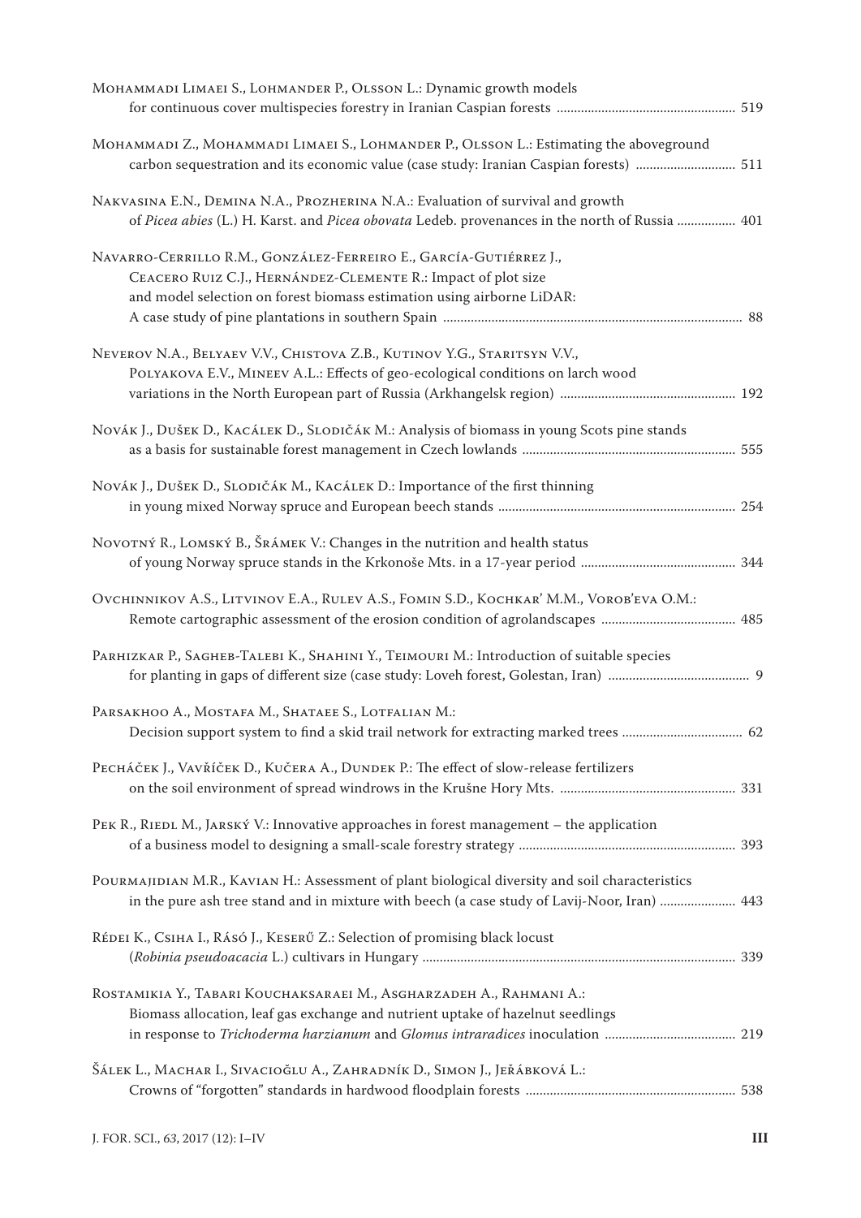Mohammadi Limaei S., Lohmander P., Olsson L.: Dynamic growth models for continuous cover multispecies forestry in Iranian Caspian forests ... 519

Mohammadi Z., Mohammadi Limaei S., Lohmander P., Olsson L.: Estimating the aboveground carbon sequestration and its economic value (case study: Iranian Caspian forests) ... 511

Nakvasina E.N., Demina N.A., Prozherina N.A.: Evaluation of survival and growth of *Picea abies* (L.) H. Karst. and *Picea obovata* Ledeb. provenances in the north of Russia ... 401

Navarro-Cerrillo R.M., González-Ferreiro E., García-Gutiérrez J., Ceacero Ruiz C.J., Hernández-Clemente R.: Impact of plot size and model selection on forest biomass estimation using airborne LiDAR: A case study of pine plantations in southern Spain ... 88

Neverov N.A., Belyaev V.V., Chistova Z.B., Kutinov Y.G., Staritsyn V.V., Polyakova E.V., Mineev A.L.: Effects of geo-ecological conditions on larch wood variations in the North European part of Russia (Arkhangelsk region) ... 192

Novák J., Dušek D., Kacálek D., Slodičák M.: Analysis of biomass in young Scots pine stands as a basis for sustainable forest management in Czech lowlands ... 555

Novák J., Dušek D., Slodičák M., Kacálek D.: Importance of the first thinning in young mixed Norway spruce and European beech stands ... 254

Novotný R., Lomský B., Šrámek V.: Changes in the nutrition and health status of young Norway spruce stands in the Krkonoše Mts. in a 17-year period ... 344

Ovchinnikov A.S., Litvinov E.A., Rulev A.S., Fomin S.D., Kochkar' M.M., Vorob'eva O.M.: Remote cartographic assessment of the erosion condition of agrolandscapes ... 485

Parhizkar P., Sagheb-Talebi K., Shahini Y., Teimouri M.: Introduction of suitable species for planting in gaps of different size (case study: Loveh forest, Golestan, Iran) ... 9

Parsakhoo A., Mostafa M., Shataee S., Lotfalian M.: Decision support system to find a skid trail network for extracting marked trees ... 62

Pecháček J., Vavříček D., Kučera A., Dundek P.: The effect of slow-release fertilizers on the soil environment of spread windrows in the Krušne Hory Mts. ... 331

Pek R., Riedl M., Jarský V.: Innovative approaches in forest management – the application of a business model to designing a small-scale forestry strategy ... 393

Pourmajidian M.R., Kavian H.: Assessment of plant biological diversity and soil characteristics in the pure ash tree stand and in mixture with beech (a case study of Lavij-Noor, Iran) ... 443

Rédei K., Csiha I., Rásó J., Keserű Z.: Selection of promising black locust (*Robinia pseudoacacia* L.) cultivars in Hungary ... 339

Rostamikia Y., Tabari Kouchaksaraei M., Asgharzadeh A., Rahmani A.: Biomass allocation, leaf gas exchange and nutrient uptake of hazelnut seedlings in response to *Trichoderma harzianum* and *Glomus intraradices* inoculation ... 219

Šálek L., Machar I., Sivacioğlu A., Zahradník D., Simon J., Jeřábková L.: Crowns of "forgotten" standards in hardwood floodplain forests ... 538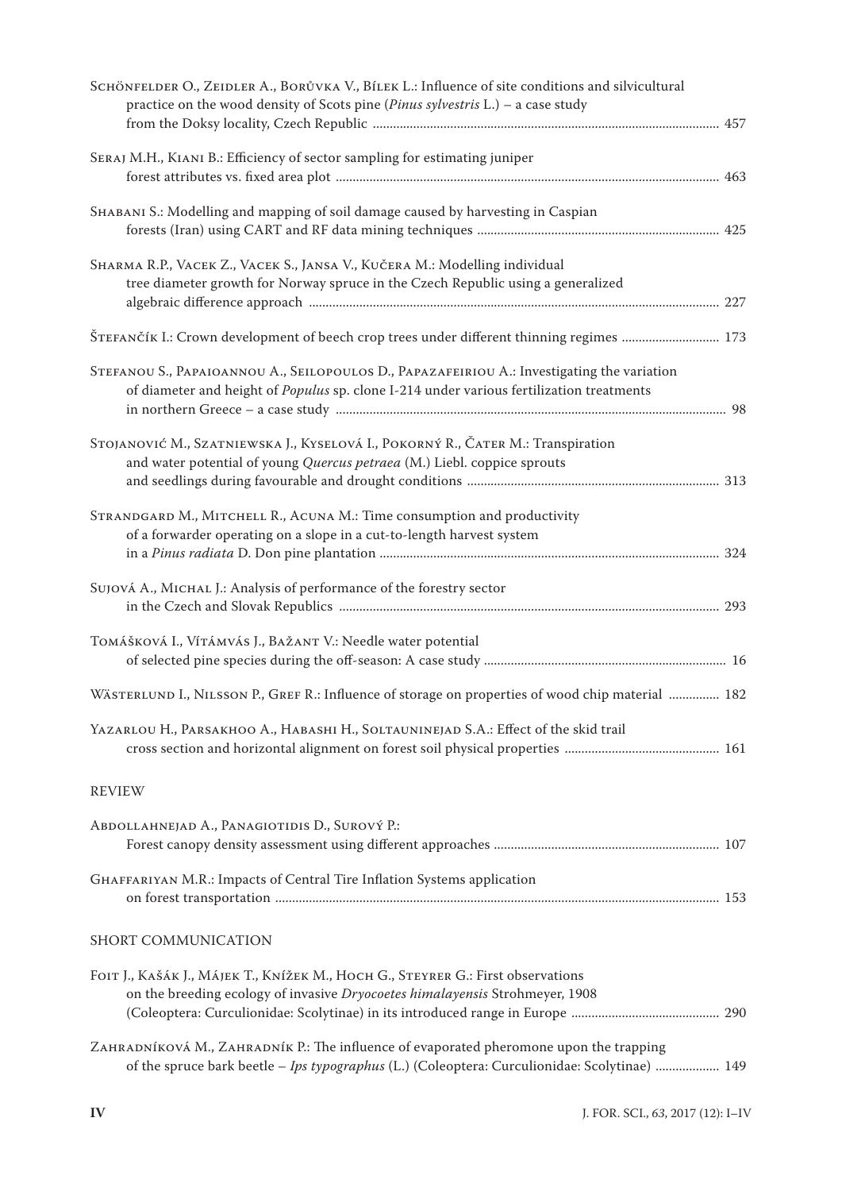Schönfelder O., Zeidler A., Borůvka V., Bílek L.: Influence of site conditions and silvicultural practice on the wood density of Scots pine (*Pinus sylvestris* L.) – a case study from the Doksy locality, Czech Republic ........ 457

Seraj M.H., Kiani B.: Efficiency of sector sampling for estimating juniper forest attributes vs. fixed area plot ........ 463

Shabani S.: Modelling and mapping of soil damage caused by harvesting in Caspian forests (Iran) using CART and RF data mining techniques ........ 425

Sharma R.P., Vacek Z., Vacek S., Jansa V., Kučera M.: Modelling individual tree diameter growth for Norway spruce in the Czech Republic using a generalized algebraic difference approach ........ 227

Štefančík I.: Crown development of beech crop trees under different thinning regimes ........ 173

Stefanou S., Papaioannou A., Seilopoulos D., Papazafeiriou A.: Investigating the variation of diameter and height of *Populus* sp. clone I-214 under various fertilization treatments in northern Greece – a case study ........ 98

Stojanović M., Szatniewska J., Kyselová I., Pokorný R., Čater M.: Transpiration and water potential of young *Quercus petraea* (M.) Liebl. coppice sprouts and seedlings during favourable and drought conditions ........ 313

Strandgard M., Mitchell R., Acuna M.: Time consumption and productivity of a forwarder operating on a slope in a cut-to-length harvest system in a *Pinus radiata* D. Don pine plantation ........ 324

Sujová A., Michal J.: Analysis of performance of the forestry sector in the Czech and Slovak Republics ........ 293

Tomášková I., Vítámvás J., Bažant V.: Needle water potential of selected pine species during the off-season: A case study ........ 16

Wästerlund I., Nilsson P., Gref R.: Influence of storage on properties of wood chip material ........ 182

Yazarlou H., Parsakhoo A., Habashi H., Soltauninejad S.A.: Effect of the skid trail cross section and horizontal alignment on forest soil physical properties ........ 161

## REVIEW

Abdollahnejad A., Panagiotidis D., Surový P.: Forest canopy density assessment using different approaches ........ 107

Ghaffariyan M.R.: Impacts of Central Tire Inflation Systems application on forest transportation ........ 153

## SHORT COMMUNICATION

Foit J., Kašák J., Májek T., Knížek M., Hoch G., Steyrer G.: First observations on the breeding ecology of invasive *Dryocoetes himalayensis* Strohmeyer, 1908 (Coleoptera: Curculionidae: Scolytinae) in its introduced range in Europe ........ 290

Zahradníková M., Zahradník P.: The influence of evaporated pheromone upon the trapping of the spruce bark beetle – *Ips typographus* (L.) (Coleoptera: Curculionidae: Scolytinae) ........ 149